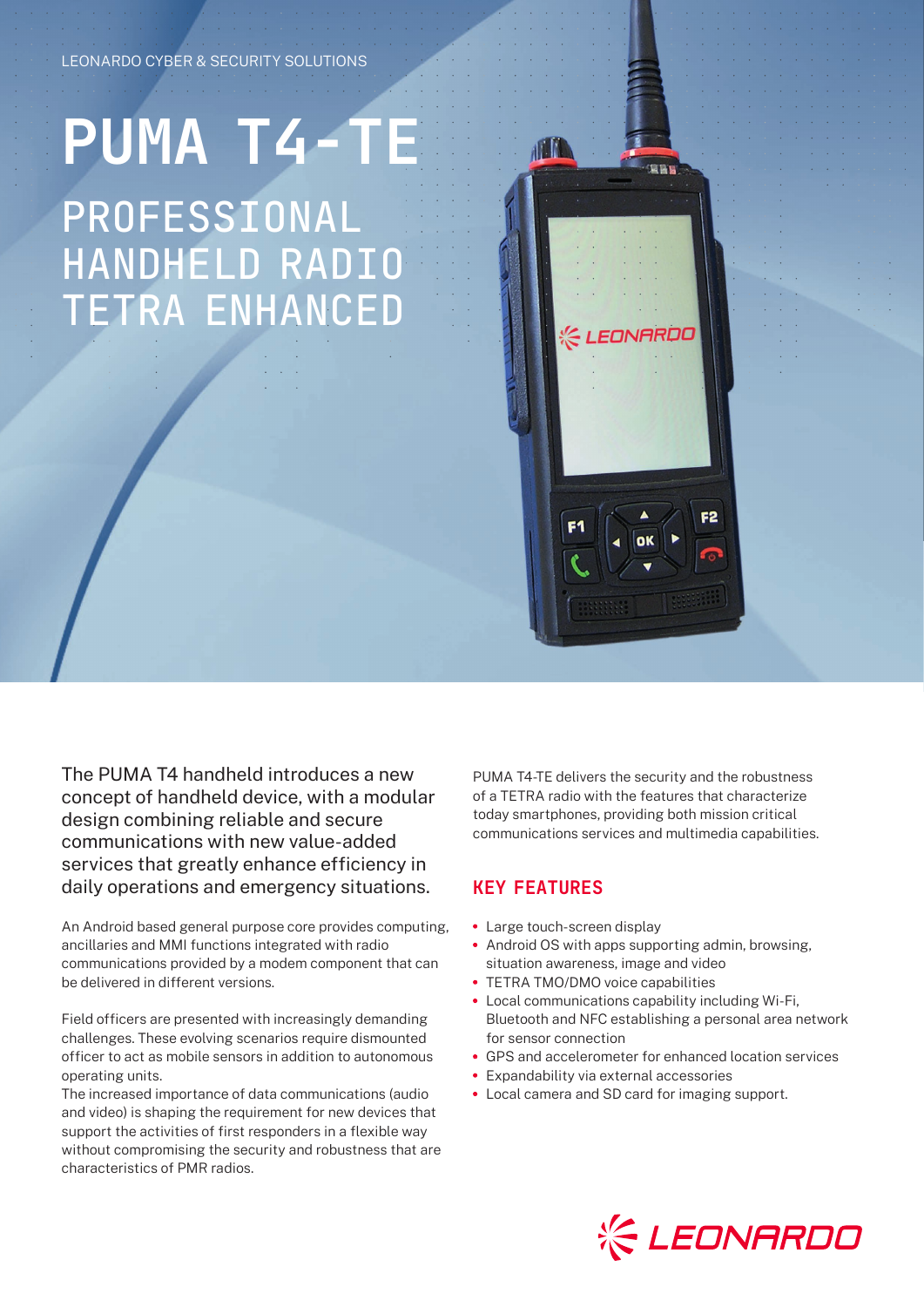LEONARDO CYBER & SECURITY SOLUTIONS

# PUMA T4-TE

## PROFESSIONAL HANDHELD RADIO TETRA ENHANCED

The PUMA T4 handheld introduces a new concept of handheld device, with a modular design combining reliable and secure communications with new value-added services that greatly enhance efficiency in daily operations and emergency situations.

An Android based general purpose core provides computing, ancillaries and MMI functions integrated with radio communications provided by a modem component that can be delivered in different versions.

Field officers are presented with increasingly demanding challenges. These evolving scenarios require dismounted officer to act as mobile sensors in addition to autonomous operating units.
The increased importance of data communications (audio and video) is shaping the requirement for new devices that support the activities of first responders in a flexible way without compromising the security and robustness that are characteristics of PMR radios.

PUMA T4-TE delivers the security and the robustness of a TETRA radio with the features that characterize today smartphones, providing both mission critical communications services and multimedia capabilities.

## KEY FEATURES

- Large touch-screen display
- Android OS with apps supporting admin, browsing, situation awareness, image and video
- TETRA TMO/DMO voice capabilities
- Local communications capability including Wi-Fi, Bluetooth and NFC establishing a personal area network for sensor connection
- GPS and accelerometer for enhanced location services
- Expandability via external accessories
- Local camera and SD card for imaging support.

LEONARDO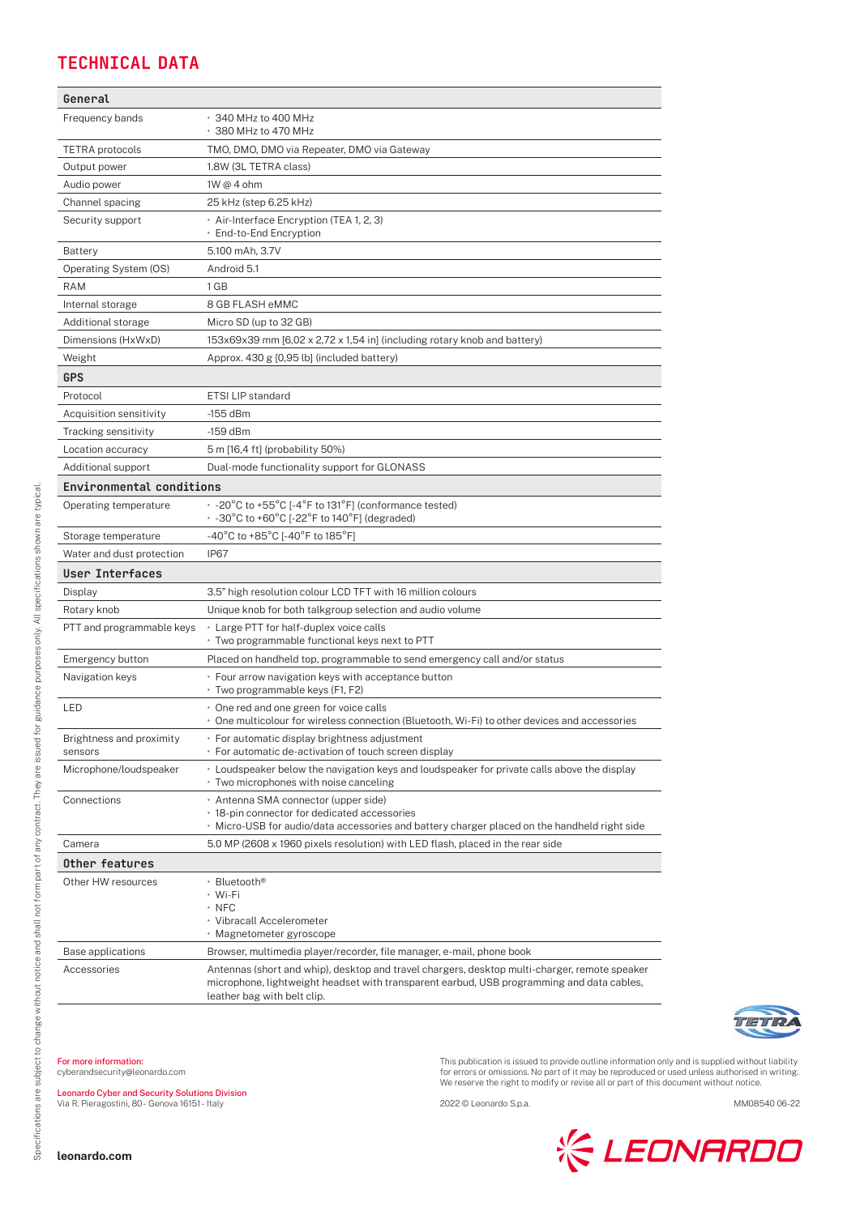## TECHNICAL DATA

| | |
|---|---|
| **General** | |
| Frequency bands | • 340 MHz to 400 MHz<br>• 380 MHz to 470 MHz |
| TETRA protocols | TMO, DMO, DMO via Repeater, DMO via Gateway |
| Output power | 1.8W (3L TETRA class) |
| Audio power | 1W @ 4 ohm |
| Channel spacing | 25 kHz (step 6.25 kHz) |
| Security support | • Air-Interface Encryption (TEA 1, 2, 3)<br>• End-to-End Encryption |
| Battery | 5.100 mAh, 3.7V |
| Operating System (OS) | Android 5.1 |
| RAM | 1 GB |
| Internal storage | 8 GB FLASH eMMC |
| Additional storage | Micro SD (up to 32 GB) |
| Dimensions (HxWxD) | 153x69x39 mm [6,02 x 2,72 x 1,54 in] (including rotary knob and battery) |
| Weight | Approx. 430 g [0,95 lb] (included battery) |
| **GPS** | |
| Protocol | ETSI LIP standard |
| Acquisition sensitivity | -155 dBm |
| Tracking sensitivity | -159 dBm |
| Location accuracy | 5 m [16,4 ft] (probability 50%) |
| Additional support | Dual-mode functionality support for GLONASS |
| **Environmental conditions** | |
| Operating temperature | • -20°C to +55°C [-4°F to 131°F] (conformance tested)<br>• -30°C to +60°C [-22°F to 140°F] (degraded) |
| Storage temperature | -40°C to +85°C [-40°F to 185°F] |
| Water and dust protection | IP67 |
| **User Interfaces** | |
| Display | 3.5" high resolution colour LCD TFT with 16 million colours |
| Rotary knob | Unique knob for both talkgroup selection and audio volume |
| PTT and programmable keys | • Large PTT for half-duplex voice calls<br>• Two programmable functional keys next to PTT |
| Emergency button | Placed on handheld top, programmable to send emergency call and/or status |
| Navigation keys | • Four arrow navigation keys with acceptance button<br>• Two programmable keys (F1, F2) |
| LED | • One red and one green for voice calls<br>• One multicolour for wireless connection (Bluetooth, Wi-Fi) to other devices and accessories |
| Brightness and proximity sensors | • For automatic display brightness adjustment<br>• For automatic de-activation of touch screen display |
| Microphone/loudspeaker | • Loudspeaker below the navigation keys and loudspeaker for private calls above the display<br>• Two microphones with noise canceling |
| Connections | • Antenna SMA connector (upper side)<br>• 18-pin connector for dedicated accessories<br>• Micro-USB for audio/data accessories and battery charger placed on the handheld right side |
| Camera | 5.0 MP (2608 x 1960 pixels resolution) with LED flash, placed in the rear side |
| **Other features** | |
| Other HW resources | • Bluetooth®<br>• Wi-Fi<br>• NFC<br>• Vibracall Accelerometer<br>• Magnetometer gyroscope |
| Base applications | Browser, multimedia player/recorder, file manager, e-mail, phone book |
| Accessories | Antennas (short and whip), desktop and travel chargers, desktop multi-charger, remote speaker microphone, lightweight headset with transparent earbud, USB programming and data cables, leather bag with belt clip. |

For more information:
cyberandsecurity@leonardo.com

Leonardo Cyber and Security Solutions Division
Via R. Pieragostini, 80 - Genova 16151 - Italy

This publication is issued to provide outline information only and is supplied without liability for errors or omissions. No part of it may be reproduced or used unless authorised in writing. We reserve the right to modify or revise all or part of this document without notice.

2022 © Leonardo S.p.a.

MM08540 06-22

leonardo.com

Specifications are subject to change without notice and shall not form part of any contract. They are issued for guidance purposes only. All specifications shown are typical.